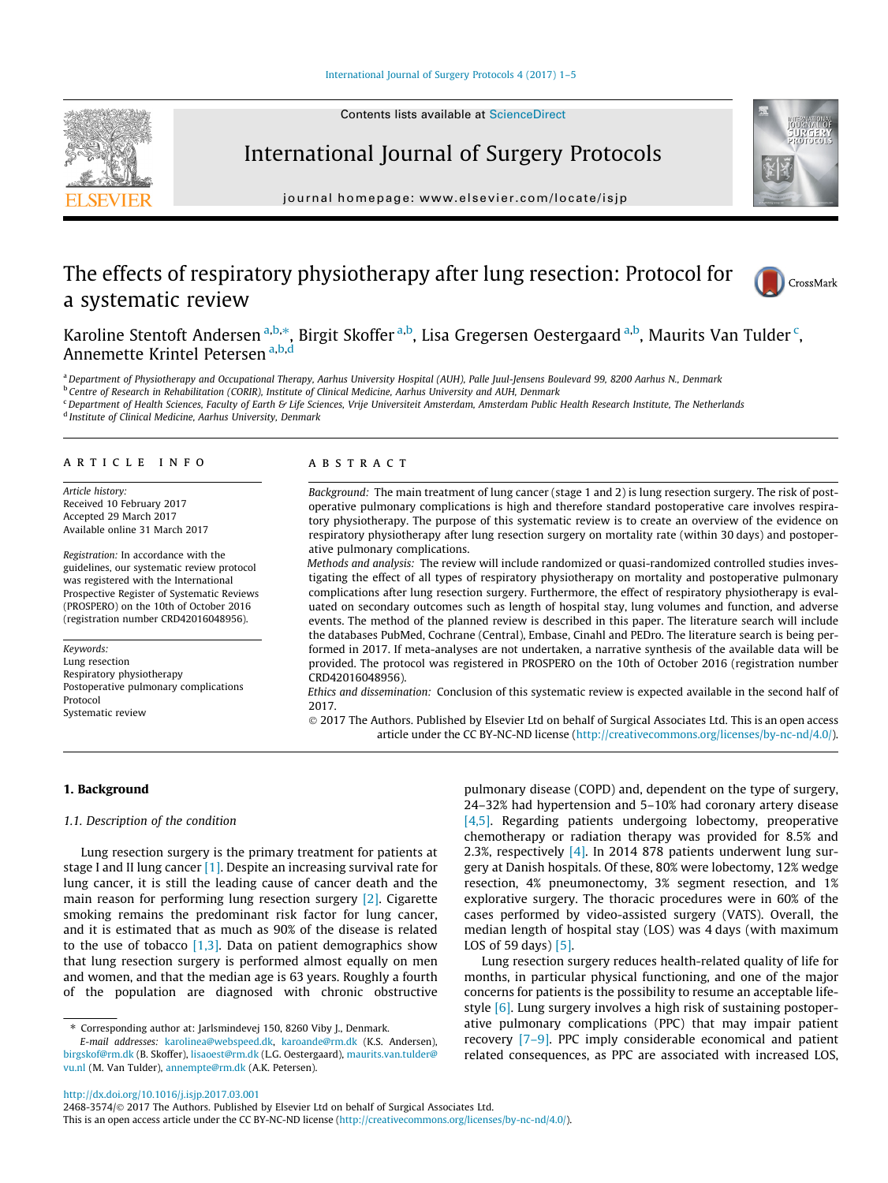# The effects of respiratory physiotherapy after lung resection: Protocol for a systematic review

Karoline Stentoft Andersen [a,b,*], Birgit Skoffer [a,b], Lisa Gregersen Oestergaard [a,b], Maurits Van Tulder [c], Annemette Krintel Petersen [a,b,d]

[a] Department of Physiotherapy and Occupational Therapy, Aarhus University Hospital (AUH), Palle Juul-Jensens Boulevard 99, 8200 Aarhus N., Denmark
[b] Centre of Research in Rehabilitation (CORIR), Institute of Clinical Medicine, Aarhus University and AUH, Denmark
[c] Department of Health Sciences, Faculty of Earth & Life Sciences, Vrije Universiteit Amsterdam, Amsterdam Public Health Research Institute, The Netherlands
[d] Institute of Clinical Medicine, Aarhus University, Denmark

## ARTICLE INFO

*Article history:*
Received 10 February 2017
Accepted 29 March 2017
Available online 31 March 2017

*Registration:* In accordance with the guidelines, our systematic review protocol was registered with the International Prospective Register of Systematic Reviews (PROSPERO) on the 10th of October 2016 (registration number CRD42016048956).

*Keywords:*
Lung resection
Respiratory physiotherapy
Postoperative pulmonary complications
Protocol
Systematic review

## ABSTRACT

*Background:* The main treatment of lung cancer (stage 1 and 2) is lung resection surgery. The risk of postoperative pulmonary complications is high and therefore standard postoperative care involves respiratory physiotherapy. The purpose of this systematic review is to create an overview of the evidence on respiratory physiotherapy after lung resection surgery on mortality rate (within 30 days) and postoperative pulmonary complications.

*Methods and analysis:* The review will include randomized or quasi-randomized controlled studies investigating the effect of all types of respiratory physiotherapy on mortality and postoperative pulmonary complications after lung resection surgery. Furthermore, the effect of respiratory physiotherapy is evaluated on secondary outcomes such as length of hospital stay, lung volumes and function, and adverse events. The method of the planned review is described in this paper. The literature search will include the databases PubMed, Cochrane (Central), Embase, Cinahl and PEDro. The literature search is being performed in 2017. If meta-analyses are not undertaken, a narrative synthesis of the available data will be provided. The protocol was registered in PROSPERO on the 10th of October 2016 (registration number CRD42016048956).

*Ethics and dissemination:* Conclusion of this systematic review is expected available in the second half of 2017.

© 2017 The Authors. Published by Elsevier Ltd on behalf of Surgical Associates Ltd. This is an open access article under the CC BY-NC-ND license (http://creativecommons.org/licenses/by-nc-nd/4.0/).

## 1. Background

### 1.1. Description of the condition

Lung resection surgery is the primary treatment for patients at stage I and II lung cancer [1]. Despite an increasing survival rate for lung cancer, it is still the leading cause of cancer death and the main reason for performing lung resection surgery [2]. Cigarette smoking remains the predominant risk factor for lung cancer, and it is estimated that as much as 90% of the disease is related to the use of tobacco [1,3]. Data on patient demographics show that lung resection surgery is performed almost equally on men and women, and that the median age is 63 years. Roughly a fourth of the population are diagnosed with chronic obstructive pulmonary disease (COPD) and, dependent on the type of surgery, 24–32% had hypertension and 5–10% had coronary artery disease [4,5]. Regarding patients undergoing lobectomy, preoperative chemotherapy or radiation therapy was provided for 8.5% and 2.3%, respectively [4]. In 2014 878 patients underwent lung surgery at Danish hospitals. Of these, 80% were lobectomy, 12% wedge resection, 4% pneumonectomy, 3% segment resection, and 1% explorative surgery. The thoracic procedures were in 60% of the cases performed by video-assisted surgery (VATS). Overall, the median length of hospital stay (LOS) was 4 days (with maximum LOS of 59 days) [5].

Lung resection surgery reduces health-related quality of life for months, in particular physical functioning, and one of the major concerns for patients is the possibility to resume an acceptable lifestyle [6]. Lung surgery involves a high risk of sustaining postoperative pulmonary complications (PPC) that may impair patient recovery [7–9]. PPC imply considerable economical and patient related consequences, as PPC are associated with increased LOS,

* Corresponding author at: Jarlsmindevej 150, 8260 Viby J., Denmark.
*E-mail addresses:* karolinea@webspeed.dk, karoande@rm.dk (K.S. Andersen), birgskof@rm.dk (B. Skoffer), lisaoest@rm.dk (L.G. Oestergaard), maurits.van.tulder@vu.nl (M. Van Tulder), annempte@rm.dk (A.K. Petersen).

http://dx.doi.org/10.1016/j.isjp.2017.03.001
2468-3574/© 2017 The Authors. Published by Elsevier Ltd on behalf of Surgical Associates Ltd.
This is an open access article under the CC BY-NC-ND license (http://creativecommons.org/licenses/by-nc-nd/4.0/).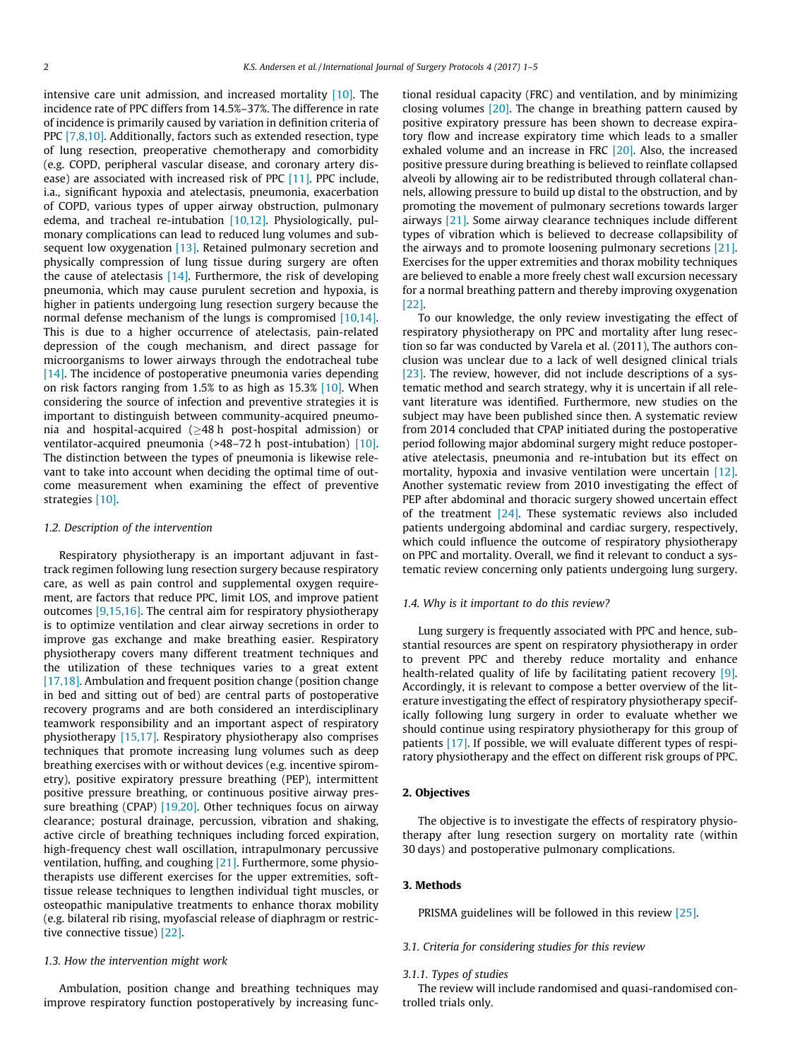intensive care unit admission, and increased mortality [10]. The incidence rate of PPC differs from 14.5%–37%. The difference in rate of incidence is primarily caused by variation in definition criteria of PPC [7,8,10]. Additionally, factors such as extended resection, type of lung resection, preoperative chemotherapy and comorbidity (e.g. COPD, peripheral vascular disease, and coronary artery disease) are associated with increased risk of PPC [11]. PPC include, i.a., significant hypoxia and atelectasis, pneumonia, exacerbation of COPD, various types of upper airway obstruction, pulmonary edema, and tracheal re-intubation [10,12]. Physiologically, pulmonary complications can lead to reduced lung volumes and subsequent low oxygenation [13]. Retained pulmonary secretion and physically compression of lung tissue during surgery are often the cause of atelectasis [14]. Furthermore, the risk of developing pneumonia, which may cause purulent secretion and hypoxia, is higher in patients undergoing lung resection surgery because the normal defense mechanism of the lungs is compromised [10,14]. This is due to a higher occurrence of atelectasis, pain-related depression of the cough mechanism, and direct passage for microorganisms to lower airways through the endotracheal tube [14]. The incidence of postoperative pneumonia varies depending on risk factors ranging from 1.5% to as high as 15.3% [10]. When considering the source of infection and preventive strategies it is important to distinguish between community-acquired pneumonia and hospital-acquired (≥48 h post-hospital admission) or ventilator-acquired pneumonia (>48–72 h post-intubation) [10]. The distinction between the types of pneumonia is likewise relevant to take into account when deciding the optimal time of outcome measurement when examining the effect of preventive strategies [10].

### 1.2. Description of the intervention

Respiratory physiotherapy is an important adjuvant in fast-track regimen following lung resection surgery because respiratory care, as well as pain control and supplemental oxygen requirement, are factors that reduce PPC, limit LOS, and improve patient outcomes [9,15,16]. The central aim for respiratory physiotherapy is to optimize ventilation and clear airway secretions in order to improve gas exchange and make breathing easier. Respiratory physiotherapy covers many different treatment techniques and the utilization of these techniques varies to a great extent [17,18]. Ambulation and frequent position change (position change in bed and sitting out of bed) are central parts of postoperative recovery programs and are both considered an interdisciplinary teamwork responsibility and an important aspect of respiratory physiotherapy [15,17]. Respiratory physiotherapy also comprises techniques that promote increasing lung volumes such as deep breathing exercises with or without devices (e.g. incentive spirometry), positive expiratory pressure breathing (PEP), intermittent positive pressure breathing, or continuous positive airway pressure breathing (CPAP) [19,20]. Other techniques focus on airway clearance; postural drainage, percussion, vibration and shaking, active circle of breathing techniques including forced expiration, high-frequency chest wall oscillation, intrapulmonary percussive ventilation, huffing, and coughing [21]. Furthermore, some physiotherapists use different exercises for the upper extremities, soft-tissue release techniques to lengthen individual tight muscles, or osteopathic manipulative treatments to enhance thorax mobility (e.g. bilateral rib rising, myofascial release of diaphragm or restrictive connective tissue) [22].

### 1.3. How the intervention might work

Ambulation, position change and breathing techniques may improve respiratory function postoperatively by increasing functional residual capacity (FRC) and ventilation, and by minimizing closing volumes [20]. The change in breathing pattern caused by positive expiratory pressure has been shown to decrease expiratory flow and increase expiratory time which leads to a smaller exhaled volume and an increase in FRC [20]. Also, the increased positive pressure during breathing is believed to reinflate collapsed alveoli by allowing air to be redistributed through collateral channels, allowing pressure to build up distal to the obstruction, and by promoting the movement of pulmonary secretions towards larger airways [21]. Some airway clearance techniques include different types of vibration which is believed to decrease collapsibility of the airways and to promote loosening pulmonary secretions [21]. Exercises for the upper extremities and thorax mobility techniques are believed to enable a more freely chest wall excursion necessary for a normal breathing pattern and thereby improving oxygenation [22].

To our knowledge, the only review investigating the effect of respiratory physiotherapy on PPC and mortality after lung resection so far was conducted by Varela et al. (2011), The authors conclusion was unclear due to a lack of well designed clinical trials [23]. The review, however, did not include descriptions of a systematic method and search strategy, why it is uncertain if all relevant literature was identified. Furthermore, new studies on the subject may have been published since then. A systematic review from 2014 concluded that CPAP initiated during the postoperative period following major abdominal surgery might reduce postoperative atelectasis, pneumonia and re-intubation but its effect on mortality, hypoxia and invasive ventilation were uncertain [12]. Another systematic review from 2010 investigating the effect of PEP after abdominal and thoracic surgery showed uncertain effect of the treatment [24]. These systematic reviews also included patients undergoing abdominal and cardiac surgery, respectively, which could influence the outcome of respiratory physiotherapy on PPC and mortality. Overall, we find it relevant to conduct a systematic review concerning only patients undergoing lung surgery.

### 1.4. Why is it important to do this review?

Lung surgery is frequently associated with PPC and hence, substantial resources are spent on respiratory physiotherapy in order to prevent PPC and thereby reduce mortality and enhance health-related quality of life by facilitating patient recovery [9]. Accordingly, it is relevant to compose a better overview of the literature investigating the effect of respiratory physiotherapy specifically following lung surgery in order to evaluate whether we should continue using respiratory physiotherapy for this group of patients [17]. If possible, we will evaluate different types of respiratory physiotherapy and the effect on different risk groups of PPC.

## 2. Objectives

The objective is to investigate the effects of respiratory physiotherapy after lung resection surgery on mortality rate (within 30 days) and postoperative pulmonary complications.

## 3. Methods

PRISMA guidelines will be followed in this review [25].

### 3.1. Criteria for considering studies for this review

#### 3.1.1. Types of studies

The review will include randomised and quasi-randomised controlled trials only.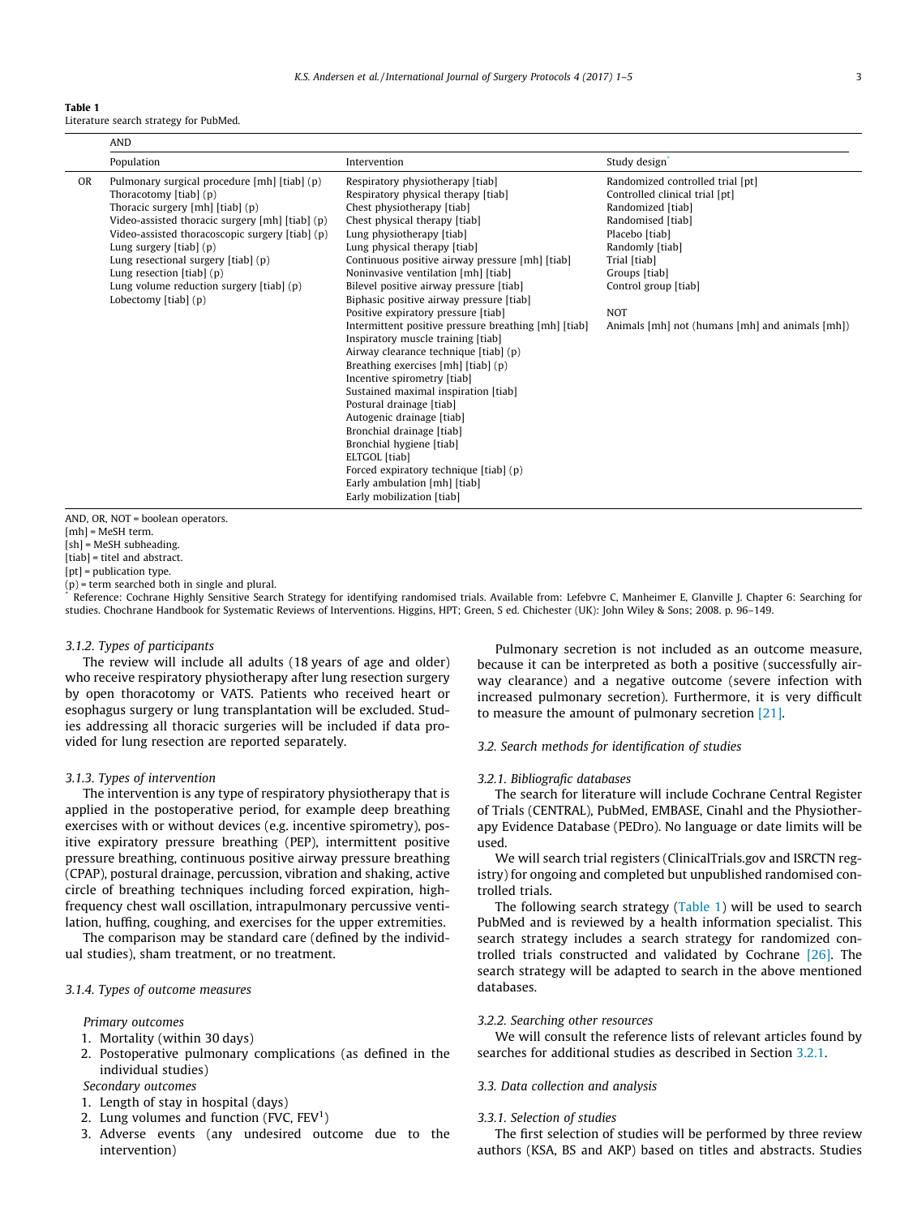**Table 1**
Literature search strategy for PubMed.

| | AND | | |
|---|---|---|---|
| | Population | Intervention | Study design* |
| OR | Pulmonary surgical procedure [mh] [tiab] (p) | Respiratory physiotherapy [tiab] | Randomized controlled trial [pt] |
| | Thoracotomy [tiab] (p) | Respiratory physical therapy [tiab] | Controlled clinical trial [pt] |
| | Thoracic surgery [mh] [tiab] (p) | Chest physiotherapy [tiab] | Randomized [tiab] |
| | Video-assisted thoracic surgery [mh] [tiab] (p) | Chest physical therapy [tiab] | Randomised [tiab] |
| | Video-assisted thoracoscopic surgery [tiab] (p) | Lung physiotherapy [tiab] | Placebo [tiab] |
| | Lung surgery [tiab] (p) | Lung physical therapy [tiab] | Randomly [tiab] |
| | Lung resectional surgery [tiab] (p) | Continuous positive airway pressure [mh] [tiab] | Trial [tiab] |
| | Lung resection [tiab] (p) | Noninvasive ventilation [mh] [tiab] | Groups [tiab] |
| | Lung volume reduction surgery [tiab] (p) | Bilevel positive airway pressure [tiab] | Control group [tiab] |
| | Lobectomy [tiab] (p) | Biphasic positive airway pressure [tiab] | |
| | | Positive expiratory pressure [tiab] | NOT |
| | | Intermittent positive pressure breathing [mh] [tiab] | Animals [mh] not (humans [mh] and animals [mh]) |
| | | Inspiratory muscle training [tiab] | |
| | | Airway clearance technique [tiab] (p) | |
| | | Breathing exercises [mh] [tiab] (p) | |
| | | Incentive spirometry [tiab] | |
| | | Sustained maximal inspiration [tiab] | |
| | | Postural drainage [tiab] | |
| | | Autogenic drainage [tiab] | |
| | | Bronchial drainage [tiab] | |
| | | Bronchial hygiene [tiab] | |
| | | ELTGOL [tiab] | |
| | | Forced expiratory technique [tiab] (p) | |
| | | Early ambulation [mh] [tiab] | |
| | | Early mobilization [tiab] | |

AND, OR, NOT = boolean operators.
[mh] = MeSH term.
[sh] = MeSH subheading.
[tiab] = titel and abstract.
[pt] = publication type.
(p) = term searched both in single and plural.
* Reference: Cochrane Highly Sensitive Search Strategy for identifying randomised trials. Available from: Lefebvre C, Manheimer E, Glanville J. Chapter 6: Searching for studies. Chochrane Handbook for Systematic Reviews of Interventions. Higgins, HPT; Green, S ed. Chichester (UK): John Wiley & Sons; 2008. p. 96–149.

### 3.1.2. Types of participants

The review will include all adults (18 years of age and older) who receive respiratory physiotherapy after lung resection surgery by open thoracotomy or VATS. Patients who received heart or esophagus surgery or lung transplantation will be excluded. Studies addressing all thoracic surgeries will be included if data provided for lung resection are reported separately.

### 3.1.3. Types of intervention

The intervention is any type of respiratory physiotherapy that is applied in the postoperative period, for example deep breathing exercises with or without devices (e.g. incentive spirometry), positive expiratory pressure breathing (PEP), intermittent positive pressure breathing, continuous positive airway pressure breathing (CPAP), postural drainage, percussion, vibration and shaking, active circle of breathing techniques including forced expiration, high-frequency chest wall oscillation, intrapulmonary percussive ventilation, huffing, coughing, and exercises for the upper extremities.

The comparison may be standard care (defined by the individual studies), sham treatment, or no treatment.

### 3.1.4. Types of outcome measures

*Primary outcomes*

1. Mortality (within 30 days)
2. Postoperative pulmonary complications (as defined in the individual studies)

*Secondary outcomes*

1. Length of stay in hospital (days)
2. Lung volumes and function (FVC, $FEV^1$)
3. Adverse events (any undesired outcome due to the intervention)

Pulmonary secretion is not included as an outcome measure, because it can be interpreted as both a positive (successfully airway clearance) and a negative outcome (severe infection with increased pulmonary secretion). Furthermore, it is very difficult to measure the amount of pulmonary secretion [21].

## 3.2. Search methods for identification of studies

### 3.2.1. Bibliografic databases

The search for literature will include Cochrane Central Register of Trials (CENTRAL), PubMed, EMBASE, Cinahl and the Physiotherapy Evidence Database (PEDro). No language or date limits will be used.

We will search trial registers (ClinicalTrials.gov and ISRCTN registry) for ongoing and completed but unpublished randomised controlled trials.

The following search strategy (Table 1) will be used to search PubMed and is reviewed by a health information specialist. This search strategy includes a search strategy for randomized controlled trials constructed and validated by Cochrane [26]. The search strategy will be adapted to search in the above mentioned databases.

### 3.2.2. Searching other resources

We will consult the reference lists of relevant articles found by searches for additional studies as described in Section 3.2.1.

## 3.3. Data collection and analysis

### 3.3.1. Selection of studies

The first selection of studies will be performed by three review authors (KSA, BS and AKP) based on titles and abstracts. Studies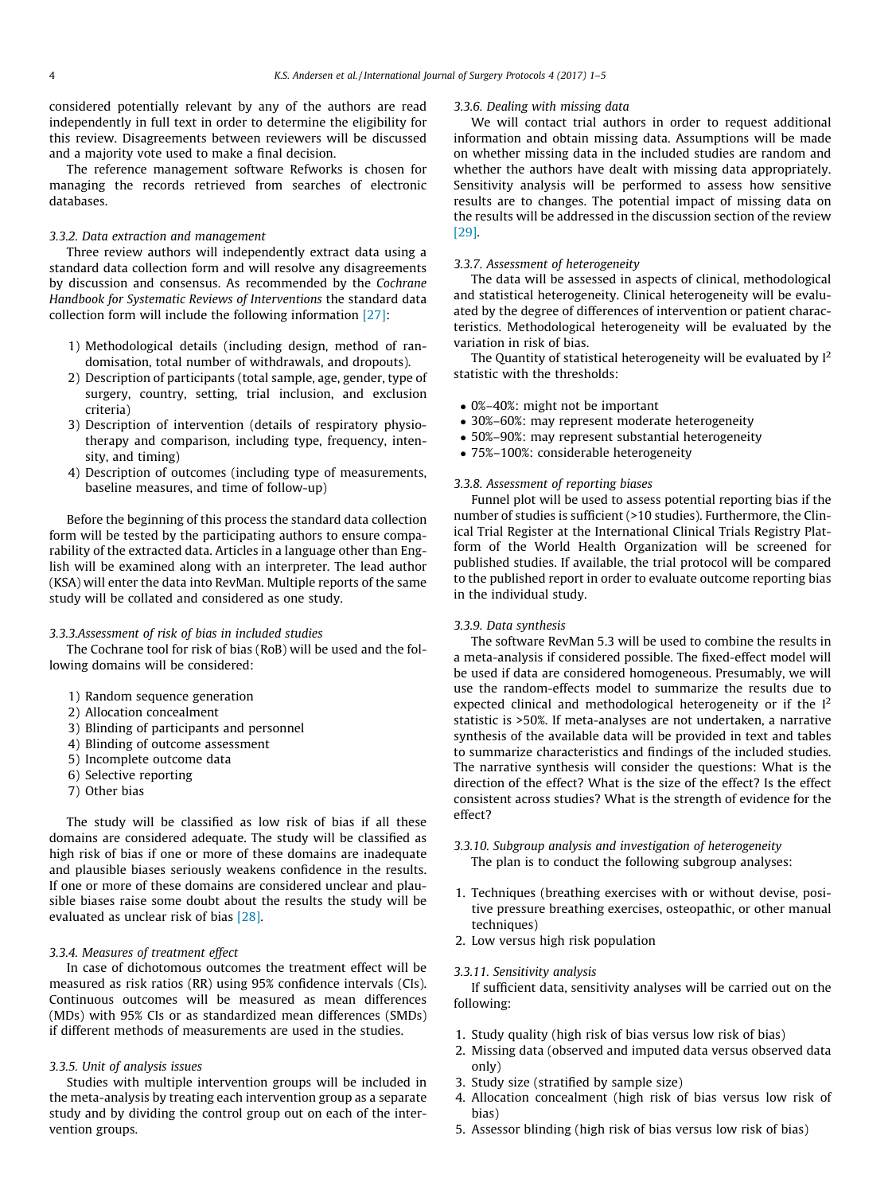considered potentially relevant by any of the authors are read independently in full text in order to determine the eligibility for this review. Disagreements between reviewers will be discussed and a majority vote used to make a final decision.

The reference management software Refworks is chosen for managing the records retrieved from searches of electronic databases.

### 3.3.2. Data extraction and management

Three review authors will independently extract data using a standard data collection form and will resolve any disagreements by discussion and consensus. As recommended by the *Cochrane Handbook for Systematic Reviews of Interventions* the standard data collection form will include the following information [27]:

1) Methodological details (including design, method of randomisation, total number of withdrawals, and dropouts).
2) Description of participants (total sample, age, gender, type of surgery, country, setting, trial inclusion, and exclusion criteria)
3) Description of intervention (details of respiratory physiotherapy and comparison, including type, frequency, intensity, and timing)
4) Description of outcomes (including type of measurements, baseline measures, and time of follow-up)

Before the beginning of this process the standard data collection form will be tested by the participating authors to ensure comparability of the extracted data. Articles in a language other than English will be examined along with an interpreter. The lead author (KSA) will enter the data into RevMan. Multiple reports of the same study will be collated and considered as one study.

### 3.3.3.Assessment of risk of bias in included studies

The Cochrane tool for risk of bias (RoB) will be used and the following domains will be considered:

1) Random sequence generation
2) Allocation concealment
3) Blinding of participants and personnel
4) Blinding of outcome assessment
5) Incomplete outcome data
6) Selective reporting
7) Other bias

The study will be classified as low risk of bias if all these domains are considered adequate. The study will be classified as high risk of bias if one or more of these domains are inadequate and plausible biases seriously weakens confidence in the results. If one or more of these domains are considered unclear and plausible biases raise some doubt about the results the study will be evaluated as unclear risk of bias [28].

### 3.3.4. Measures of treatment effect

In case of dichotomous outcomes the treatment effect will be measured as risk ratios (RR) using 95% confidence intervals (CIs). Continuous outcomes will be measured as mean differences (MDs) with 95% CIs or as standardized mean differences (SMDs) if different methods of measurements are used in the studies.

### 3.3.5. Unit of analysis issues

Studies with multiple intervention groups will be included in the meta-analysis by treating each intervention group as a separate study and by dividing the control group out on each of the intervention groups.

### 3.3.6. Dealing with missing data

We will contact trial authors in order to request additional information and obtain missing data. Assumptions will be made on whether missing data in the included studies are random and whether the authors have dealt with missing data appropriately. Sensitivity analysis will be performed to assess how sensitive results are to changes. The potential impact of missing data on the results will be addressed in the discussion section of the review [29].

### 3.3.7. Assessment of heterogeneity

The data will be assessed in aspects of clinical, methodological and statistical heterogeneity. Clinical heterogeneity will be evaluated by the degree of differences of intervention or patient characteristics. Methodological heterogeneity will be evaluated by the variation in risk of bias.

The Quantity of statistical heterogeneity will be evaluated by $I^2$ statistic with the thresholds:

- 0%–40%: might not be important
- 30%–60%: may represent moderate heterogeneity
- 50%–90%: may represent substantial heterogeneity
- 75%–100%: considerable heterogeneity

### 3.3.8. Assessment of reporting biases

Funnel plot will be used to assess potential reporting bias if the number of studies is sufficient (>10 studies). Furthermore, the Clinical Trial Register at the International Clinical Trials Registry Platform of the World Health Organization will be screened for published studies. If available, the trial protocol will be compared to the published report in order to evaluate outcome reporting bias in the individual study.

### 3.3.9. Data synthesis

The software RevMan 5.3 will be used to combine the results in a meta-analysis if considered possible. The fixed-effect model will be used if data are considered homogeneous. Presumably, we will use the random-effects model to summarize the results due to expected clinical and methodological heterogeneity or if the $I^2$ statistic is >50%. If meta-analyses are not undertaken, a narrative synthesis of the available data will be provided in text and tables to summarize characteristics and findings of the included studies. The narrative synthesis will consider the questions: What is the direction of the effect? What is the size of the effect? Is the effect consistent across studies? What is the strength of evidence for the effect?

### 3.3.10. Subgroup analysis and investigation of heterogeneity

The plan is to conduct the following subgroup analyses:

1. Techniques (breathing exercises with or without devise, positive pressure breathing exercises, osteopathic, or other manual techniques)
2. Low versus high risk population

### 3.3.11. Sensitivity analysis

If sufficient data, sensitivity analyses will be carried out on the following:

1. Study quality (high risk of bias versus low risk of bias)
2. Missing data (observed and imputed data versus observed data only)
3. Study size (stratified by sample size)
4. Allocation concealment (high risk of bias versus low risk of bias)
5. Assessor blinding (high risk of bias versus low risk of bias)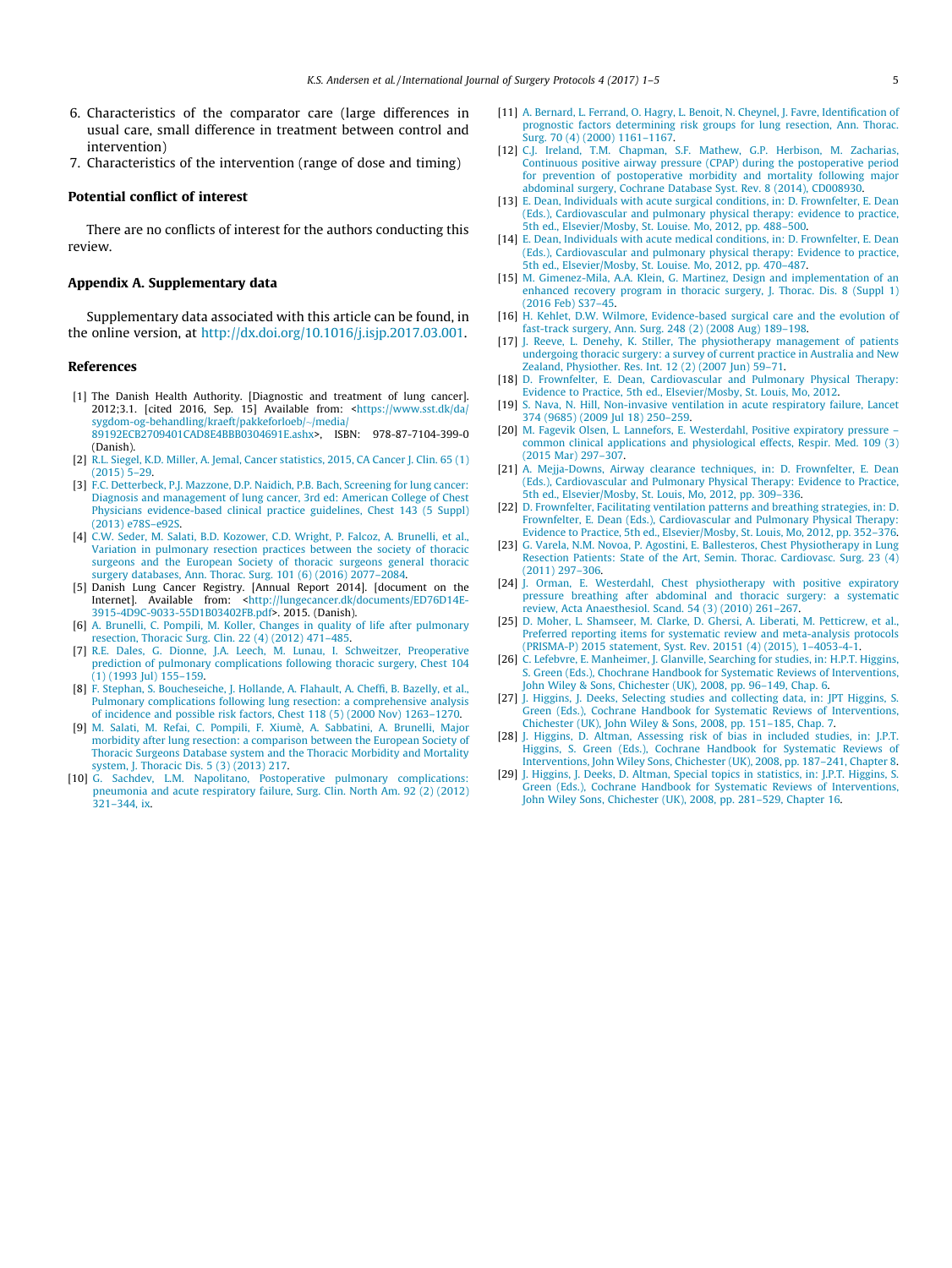6. Characteristics of the comparator care (large differences in usual care, small difference in treatment between control and intervention)
7. Characteristics of the intervention (range of dose and timing)

## Potential conflict of interest

There are no conflicts of interest for the authors conducting this review.

## Appendix A. Supplementary data

Supplementary data associated with this article can be found, in the online version, at http://dx.doi.org/10.1016/j.isjp.2017.03.001.

## References

[1] The Danish Health Authority. [Diagnostic and treatment of lung cancer]. 2012;3.1. [cited 2016, Sep. 15] Available from: <https://www.sst.dk/da/sygdom-og-behandling/kraeft/pakkeforloeb/~/media/89192ECB2709401CAD8E4BBB0304691E.ashx>, ISBN: 978-87-7104-399-0 (Danish).

[2] R.L. Siegel, K.D. Miller, A. Jemal, Cancer statistics, 2015, CA Cancer J. Clin. 65 (1) (2015) 5–29.

[3] F.C. Detterbeck, P.J. Mazzone, D.P. Naidich, P.B. Bach, Screening for lung cancer: Diagnosis and management of lung cancer, 3rd ed: American College of Chest Physicians evidence-based clinical practice guidelines, Chest 143 (5 Suppl) (2013) e78S–e92S.

[4] C.W. Seder, M. Salati, B.D. Kozower, C.D. Wright, P. Falcoz, A. Brunelli, et al., Variation in pulmonary resection practices between the society of thoracic surgeons and the European Society of thoracic surgeons general thoracic surgery databases, Ann. Thorac. Surg. 101 (6) (2016) 2077–2084.

[5] Danish Lung Cancer Registry. [Annual Report 2014]. [document on the Internet]. Available from: <http://lungecancer.dk/documents/ED76D14E-3915-4D9C-9033-55D1B03402FB.pdf>. 2015. (Danish).

[6] A. Brunelli, C. Pompili, M. Koller, Changes in quality of life after pulmonary resection, Thoracic Surg. Clin. 22 (4) (2012) 471–485.

[7] R.E. Dales, G. Dionne, J.A. Leech, M. Lunau, I. Schweitzer, Preoperative prediction of pulmonary complications following thoracic surgery, Chest 104 (1) (1993 Jul) 155–159.

[8] F. Stephan, S. Boucheseiche, J. Hollande, A. Flahault, A. Cheffi, B. Bazelly, et al., Pulmonary complications following lung resection: a comprehensive analysis of incidence and possible risk factors, Chest 118 (5) (2000 Nov) 1263–1270.

[9] M. Salati, M. Refai, C. Pompili, F. Xiumè, A. Sabbatini, A. Brunelli, Major morbidity after lung resection: a comparison between the European Society of Thoracic Surgeons Database system and the Thoracic Morbidity and Mortality system, J. Thoracic Dis. 5 (3) (2013) 217.

[10] G. Sachdev, L.M. Napolitano, Postoperative pulmonary complications: pneumonia and acute respiratory failure, Surg. Clin. North Am. 92 (2) (2012) 321–344, ix.

[11] A. Bernard, L. Ferrand, O. Hagry, L. Benoit, N. Cheynel, J. Favre, Identification of prognostic factors determining risk groups for lung resection, Ann. Thorac. Surg. 70 (4) (2000) 1161–1167.

[12] C.J. Ireland, T.M. Chapman, S.F. Mathew, G.P. Herbison, M. Zacharias, Continuous positive airway pressure (CPAP) during the postoperative period for prevention of postoperative morbidity and mortality following major abdominal surgery, Cochrane Database Syst. Rev. 8 (2014), CD008930.

[13] E. Dean, Individuals with acute surgical conditions, in: D. Frownfelter, E. Dean (Eds.), Cardiovascular and pulmonary physical therapy: evidence to practice, 5th ed., Elsevier/Mosby, St. Louise. Mo, 2012, pp. 488–500.

[14] E. Dean, Individuals with acute medical conditions, in: D. Frownfelter, E. Dean (Eds.), Cardiovascular and pulmonary physical therapy: Evidence to practice, 5th ed., Elsevier/Mosby, St. Louise. Mo, 2012, pp. 470–487.

[15] M. Gimenez-Mila, A.A. Klein, G. Martinez, Design and implementation of an enhanced recovery program in thoracic surgery, J. Thorac. Dis. 8 (Suppl 1) (2016 Feb) S37–45.

[16] H. Kehlet, D.W. Wilmore, Evidence-based surgical care and the evolution of fast-track surgery, Ann. Surg. 248 (2) (2008 Aug) 189–198.

[17] J. Reeve, L. Denehy, K. Stiller, The physiotherapy management of patients undergoing thoracic surgery: a survey of current practice in Australia and New Zealand, Physiother. Res. Int. 12 (2) (2007 Jun) 59–71.

[18] D. Frownfelter, E. Dean, Cardiovascular and Pulmonary Physical Therapy: Evidence to Practice, 5th ed., Elsevier/Mosby, St. Louis, Mo, 2012.

[19] S. Nava, N. Hill, Non-invasive ventilation in acute respiratory failure, Lancet 374 (9685) (2009 Jul 18) 250–259.

[20] M. Fagevik Olsen, L. Lannefors, E. Westerdahl, Positive expiratory pressure – common clinical applications and physiological effects, Respir. Med. 109 (3) (2015 Mar) 297–307.

[21] A. Mejja-Downs, Airway clearance techniques, in: D. Frownfelter, E. Dean (Eds.), Cardiovascular and Pulmonary Physical Therapy: Evidence to Practice, 5th ed., Elsevier/Mosby, St. Louis, Mo, 2012, pp. 309–336.

[22] D. Frownfelter, Facilitating ventilation patterns and breathing strategies, in: D. Frownfelter, E. Dean (Eds.), Cardiovascular and Pulmonary Physical Therapy: Evidence to Practice, 5th ed., Elsevier/Mosby, St. Louis, Mo, 2012, pp. 352–376.

[23] G. Varela, N.M. Novoa, P. Agostini, E. Ballesteros, Chest Physiotherapy in Lung Resection Patients: State of the Art, Semin. Thorac. Cardiovasc. Surg. 23 (4) (2011) 297–306.

[24] J. Orman, E. Westerdahl, Chest physiotherapy with positive expiratory pressure breathing after abdominal and thoracic surgery: a systematic review, Acta Anaesthesiol. Scand. 54 (3) (2010) 261–267.

[25] D. Moher, L. Shamseer, M. Clarke, D. Ghersi, A. Liberati, M. Petticrew, et al., Preferred reporting items for systematic review and meta-analysis protocols (PRISMA-P) 2015 statement, Syst. Rev. 20151 (4) (2015), 1–4053-4-1.

[26] C. Lefebvre, E. Manheimer, J. Glanville, Searching for studies, in: H.P.T. Higgins, S. Green (Eds.), Chochrane Handbook for Systematic Reviews of Interventions, John Wiley & Sons, Chichester (UK), 2008, pp. 96–149, Chap. 6.

[27] J. Higgins, J. Deeks, Selecting studies and collecting data, in: JPT Higgins, S. Green (Eds.), Cochrane Handbook for Systematic Reviews of Interventions, Chichester (UK), John Wiley & Sons, 2008, pp. 151–185, Chap. 7.

[28] J. Higgins, D. Altman, Assessing risk of bias in included studies, in: J.P.T. Higgins, S. Green (Eds.), Cochrane Handbook for Systematic Reviews of Interventions, John Wiley Sons, Chichester (UK), 2008, pp. 187–241, Chapter 8.

[29] J. Higgins, J. Deeks, D. Altman, Special topics in statistics, in: J.P.T. Higgins, S. Green (Eds.), Cochrane Handbook for Systematic Reviews of Interventions, John Wiley Sons, Chichester (UK), 2008, pp. 281–529, Chapter 16.